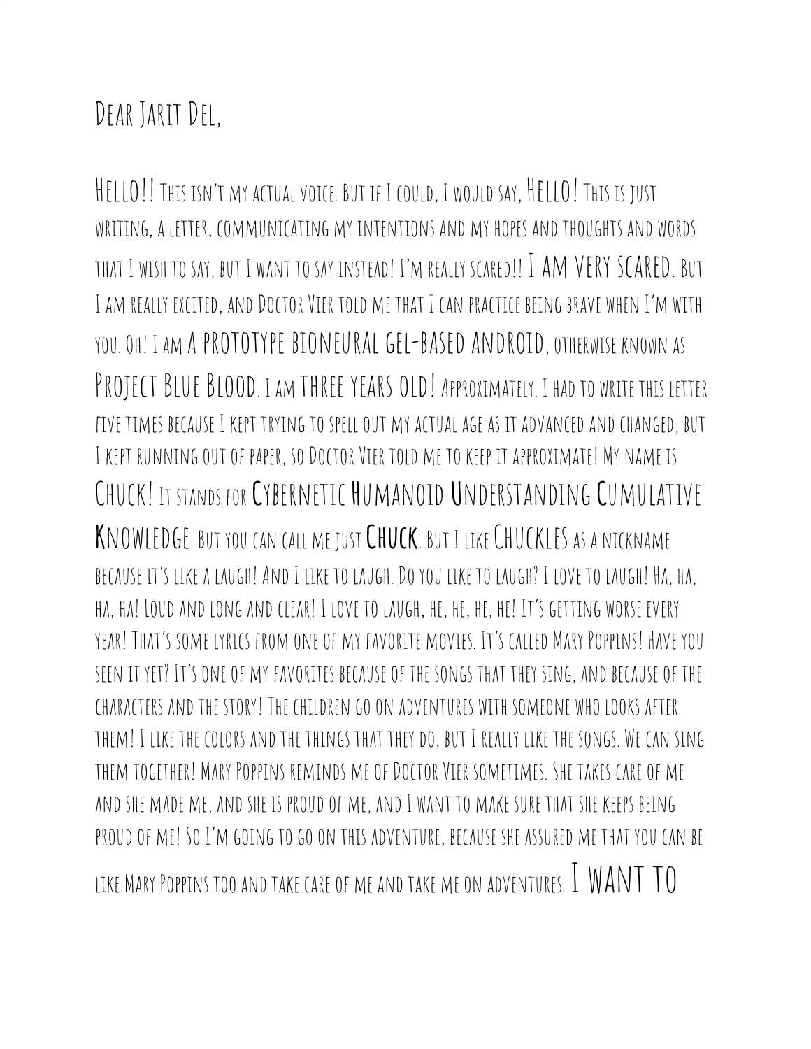Dear Jarit Del,

Hello!! This isn't my actual voice. But if I could, I would say, HELLO! This is just writing, a letter, communicating my intentions and my hopes and thoughts and words that I wish to say, but I want to say instead! I'm really scared!! I AM VERY SCARED. But I am really excited, and Doctor Vier told me that I can practice being brave when I'm with you. Oh! I am A PROTOTYPE BIONEURAL GEL-BASED ANDROID, otherwise known as Project Blue Blood. I am THREE YEARS OLD! Approximately. I had to write this letter five times because I kept trying to spell out my actual age as it advanced and changed, but I kept running out of paper, so Doctor Vier told me to keep it approximate! My name is Chuck! It stands for Cybernetic Humanoid Understanding Cumulative Knowledge. But you can call me just **Chuck**. But I like CHUCKLES as a nickname because it's like a laugh! And I like to laugh. Do you like to laugh? I love to laugh! Ha, ha, ha, ha! Loud and long and clear! I love to laugh, he, he, he, he! It's getting worse every year! That's some lyrics from one of my favorite movies. It's called Mary Poppins! Have you seen it yet? It's one of my favorites because of the songs that they sing, and because of the characters and the story! The children go on adventures with someone who looks after them! I like the colors and the things that they do, but I really like the songs. We can sing them together! Mary Poppins reminds me of Doctor Vier sometimes. She takes care of me and she made me, and she is proud of me, and I want to make sure that she keeps being proud of me! So I'm going to go on this adventure, because she assured me that you can be like Mary Poppins too and take care of me and take me on adventures. I WANT TO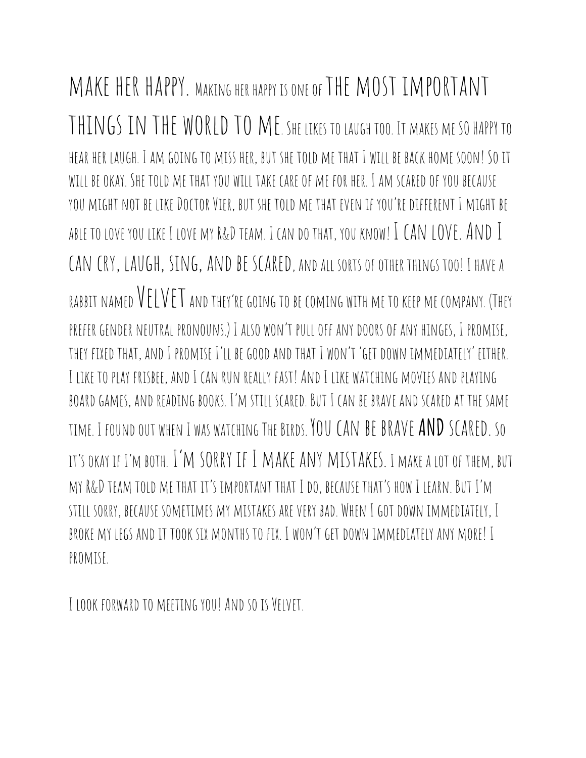MAKE HER HAPPY. Making her happy is one of THE MOST IMPORTANT THINGS IN THE WORLD TO ME. She likes to laugh too. It makes me SO HAPPY to hear her laugh. I am going to miss her, but she told me that I will be back home soon! So it will be okay. She told me that you will take care of me for her. I am scared of you because you might not be like Doctor Vier, but she told me that even if you're different I might be able to love you like I love my R&D team. I can do that, you know! I CAN LOVE. AND I CAN CRY, LAUGH, SING, AND BE SCARED, and all sorts of other things too! I have a rabbit named VELVET and they're going to be coming with me to keep me company. (They prefer gender neutral pronouns.) I also won't pull off any doors of any hinges, I promise, they fixed that, and I promise I'll be good and that I won't 'get down immediately' either. I like to play frisbee, and I can run really fast! And I like watching movies and playing board games, and reading books. I'm still scared. But I can be brave and scared at the same time. I found out when I was watching The Birds. YOU CAN BE BRAVE **AND** SCARED. So it's okay if I'm both. I'M SORRY IF I MAKE ANY MISTAKES. I make a lot of them, but my R&D team told me that it's important that I do, because that's how I learn. But I'm still sorry, because sometimes my mistakes are very bad. When I got down immediately, I broke my legs and it took six months to fix. I won't get down immediately any more! I promise.

I look forward to meeting you! And so is Velvet.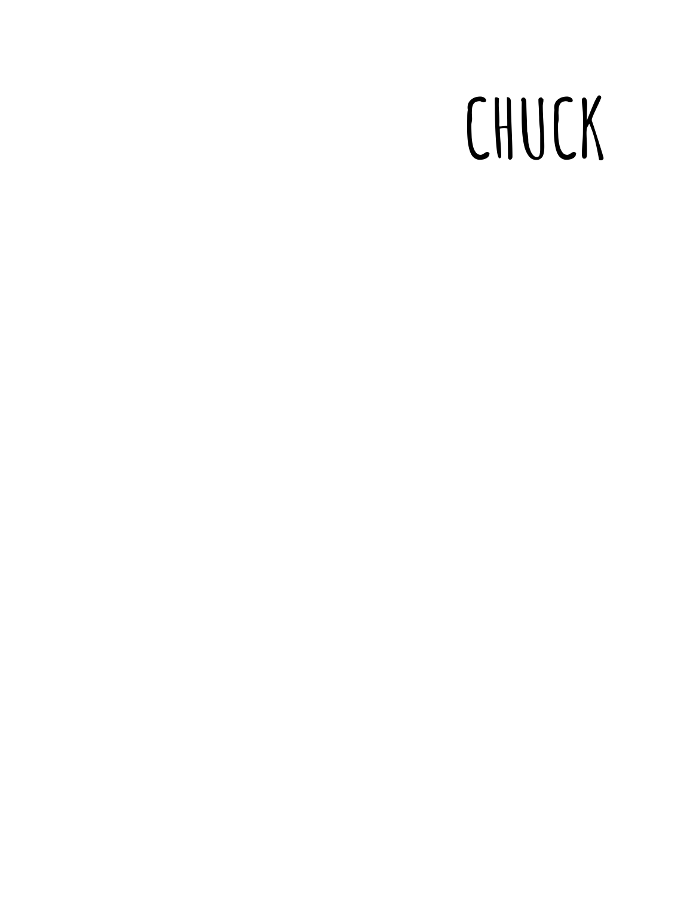# CHUCK